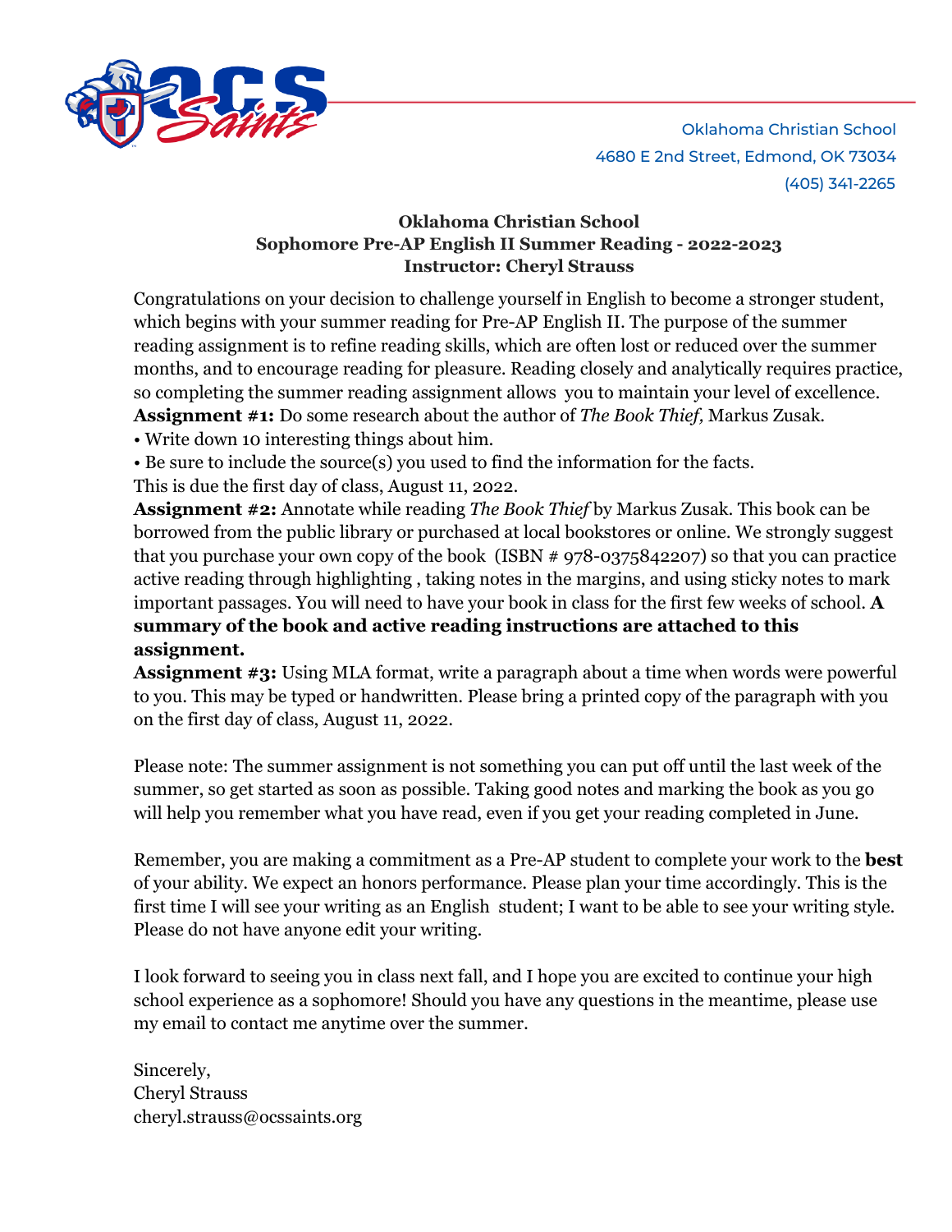Oklahoma Christian School
4680 E 2nd Street, Edmond, OK 73034
(405) 341-2265

**Oklahoma Christian School**
**Sophomore Pre-AP English II Summer Reading - 2022-2023**
**Instructor: Cheryl Strauss**

Congratulations on your decision to challenge yourself in English to become a stronger student, which begins with your summer reading for Pre-AP English II. The purpose of the summer reading assignment is to refine reading skills, which are often lost or reduced over the summer months, and to encourage reading for pleasure. Reading closely and analytically requires practice, so completing the summer reading assignment allows you to maintain your level of excellence.

**Assignment #1:** Do some research about the author of *The Book Thief,* Markus Zusak.

- Write down 10 interesting things about him.
- Be sure to include the source(s) you used to find the information for the facts.

This is due the first day of class, August 11, 2022.

**Assignment #2:** Annotate while reading *The Book Thief* by Markus Zusak. This book can be borrowed from the public library or purchased at local bookstores or online. We strongly suggest that you purchase your own copy of the book (ISBN # 978-0375842207) so that you can practice active reading through highlighting , taking notes in the margins, and using sticky notes to mark important passages. You will need to have your book in class for the first few weeks of school. **A summary of the book and active reading instructions are attached to this assignment.**

**Assignment #3:** Using MLA format, write a paragraph about a time when words were powerful to you. This may be typed or handwritten. Please bring a printed copy of the paragraph with you on the first day of class, August 11, 2022.

Please note: The summer assignment is not something you can put off until the last week of the summer, so get started as soon as possible. Taking good notes and marking the book as you go will help you remember what you have read, even if you get your reading completed in June.

Remember, you are making a commitment as a Pre-AP student to complete your work to the **best** of your ability. We expect an honors performance. Please plan your time accordingly. This is the first time I will see your writing as an English student; I want to be able to see your writing style. Please do not have anyone edit your writing.

I look forward to seeing you in class next fall, and I hope you are excited to continue your high school experience as a sophomore! Should you have any questions in the meantime, please use my email to contact me anytime over the summer.

Sincerely,
Cheryl Strauss
cheryl.strauss@ocssaints.org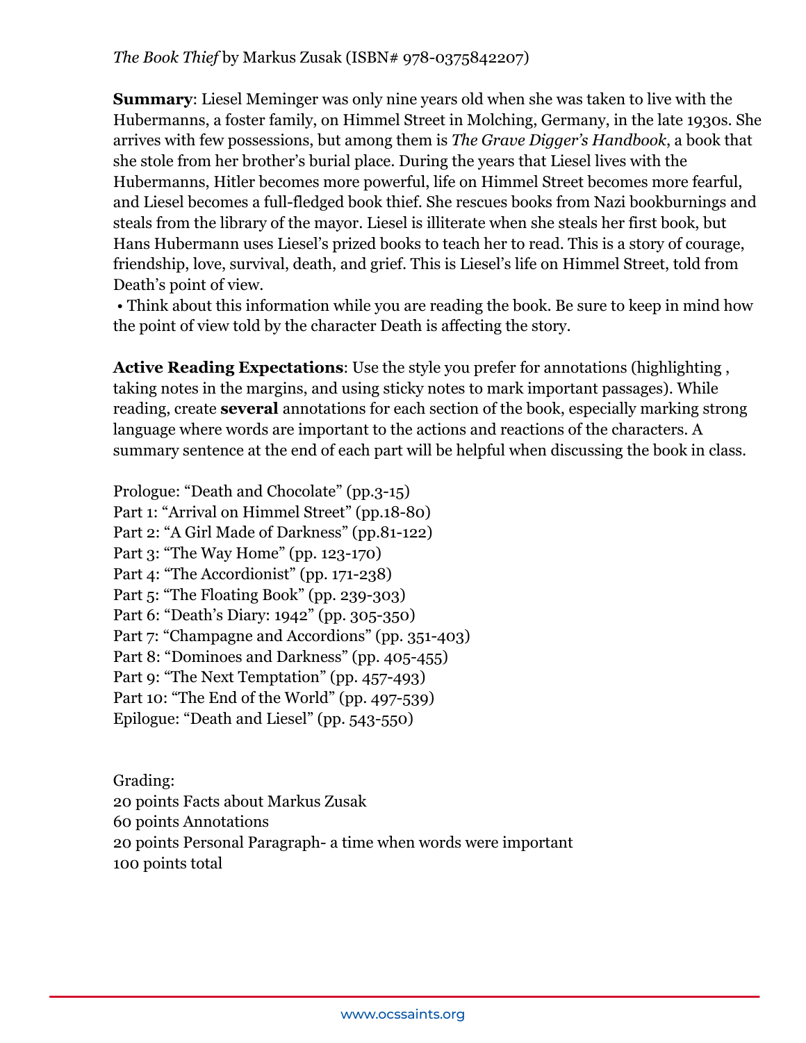*The Book Thief* by Markus Zusak (ISBN# 978-0375842207)

**Summary**: Liesel Meminger was only nine years old when she was taken to live with the Hubermanns, a foster family, on Himmel Street in Molching, Germany, in the late 1930s. She arrives with few possessions, but among them is *The Grave Digger's Handbook*, a book that she stole from her brother's burial place. During the years that Liesel lives with the Hubermanns, Hitler becomes more powerful, life on Himmel Street becomes more fearful, and Liesel becomes a full-fledged book thief. She rescues books from Nazi bookburnings and steals from the library of the mayor. Liesel is illiterate when she steals her first book, but Hans Hubermann uses Liesel's prized books to teach her to read. This is a story of courage, friendship, love, survival, death, and grief. This is Liesel's life on Himmel Street, told from Death's point of view.

- Think about this information while you are reading the book. Be sure to keep in mind how the point of view told by the character Death is affecting the story.

**Active Reading Expectations**: Use the style you prefer for annotations (highlighting , taking notes in the margins, and using sticky notes to mark important passages). While reading, create **several** annotations for each section of the book, especially marking strong language where words are important to the actions and reactions of the characters. A summary sentence at the end of each part will be helpful when discussing the book in class.

Prologue: "Death and Chocolate" (pp.3-15)
Part 1: "Arrival on Himmel Street" (pp.18-80)
Part 2: "A Girl Made of Darkness" (pp.81-122)
Part 3: "The Way Home" (pp. 123-170)
Part 4: "The Accordionist" (pp. 171-238)
Part 5: "The Floating Book" (pp. 239-303)
Part 6: "Death's Diary: 1942" (pp. 305-350)
Part 7: "Champagne and Accordions" (pp. 351-403)
Part 8: "Dominoes and Darkness" (pp. 405-455)
Part 9: "The Next Temptation" (pp. 457-493)
Part 10: "The End of the World" (pp. 497-539)
Epilogue: "Death and Liesel" (pp. 543-550)

Grading:
20 points Facts about Markus Zusak
60 points Annotations
20 points Personal Paragraph- a time when words were important
100 points total

www.ocssaints.org